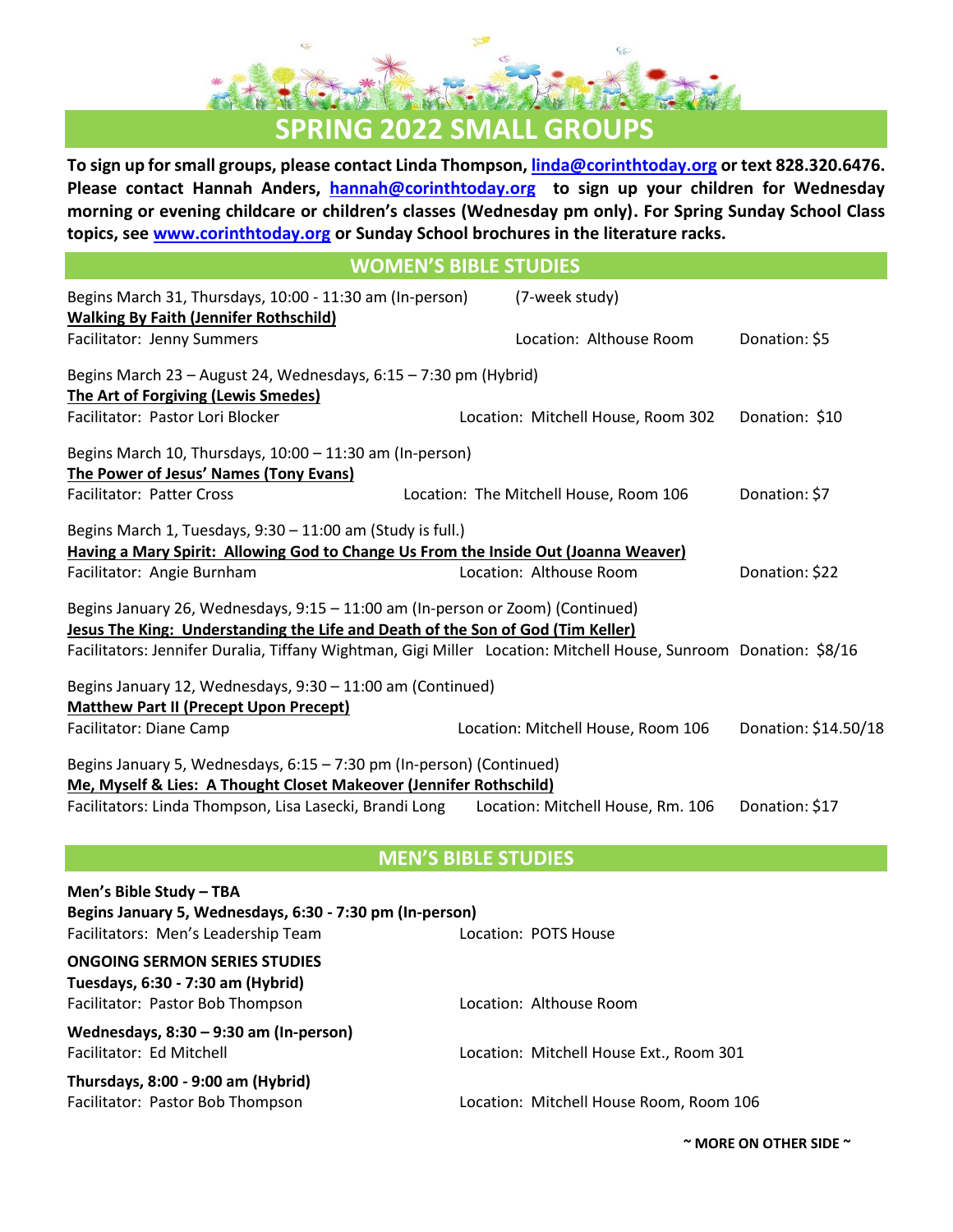# SPRING 2022 SMALL GROUPS

**To sign up for small groups, please contact Linda Thompson, linda@corinthtoday.org or text 828.320.6476. Please contact Hannah Anders, hannah@corinthtoday.org to sign up your children for Wednesday morning or evening childcare or children's classes (Wednesday pm only). For Spring Sunday School Class topics, see www.corinthtoday.org or Sunday School brochures in the literature racks.**

## WOMEN'S BIBLE STUDIES

Begins March 31, Thursdays, 10:00 - 11:30 am (In-person) (7-week study)
**Walking By Faith (Jennifer Rothschild)**
Facilitator: Jenny Summers — Location: Althouse Room — Donation: $5

Begins March 23 – August 24, Wednesdays, 6:15 – 7:30 pm (Hybrid)
**The Art of Forgiving (Lewis Smedes)**
Facilitator: Pastor Lori Blocker — Location: Mitchell House, Room 302 — Donation: $10

Begins March 10, Thursdays, 10:00 – 11:30 am (In-person)
**The Power of Jesus' Names (Tony Evans)**
Facilitator: Patter Cross — Location: The Mitchell House, Room 106 — Donation: $7

Begins March 1, Tuesdays, 9:30 – 11:00 am (Study is full.)
**Having a Mary Spirit: Allowing God to Change Us From the Inside Out (Joanna Weaver)**
Facilitator: Angie Burnham — Location: Althouse Room — Donation: $22

Begins January 26, Wednesdays, 9:15 – 11:00 am (In-person or Zoom) (Continued)
**Jesus The King: Understanding the Life and Death of the Son of God (Tim Keller)**
Facilitators: Jennifer Duralia, Tiffany Wightman, Gigi Miller — Location: Mitchell House, Sunroom — Donation: $8/16

Begins January 12, Wednesdays, 9:30 – 11:00 am (Continued)
**Matthew Part II (Precept Upon Precept)**
Facilitator: Diane Camp — Location: Mitchell House, Room 106 — Donation: $14.50/18

Begins January 5, Wednesdays, 6:15 – 7:30 pm (In-person) (Continued)
**Me, Myself & Lies: A Thought Closet Makeover (Jennifer Rothschild)**
Facilitators: Linda Thompson, Lisa Lasecki, Brandi Long — Location: Mitchell House, Rm. 106 — Donation: $17

## MEN'S BIBLE STUDIES

**Men's Bible Study – TBA**
**Begins January 5, Wednesdays, 6:30 - 7:30 pm (In-person)**
Facilitators: Men's Leadership Team — Location: POTS House

**ONGOING SERMON SERIES STUDIES**

**Tuesdays, 6:30 - 7:30 am (Hybrid)**
Facilitator: Pastor Bob Thompson — Location: Althouse Room

**Wednesdays, 8:30 – 9:30 am (In-person)**
Facilitator: Ed Mitchell — Location: Mitchell House Ext., Room 301

**Thursdays, 8:00 - 9:00 am (Hybrid)**
Facilitator: Pastor Bob Thompson — Location: Mitchell House Room, Room 106

**~ MORE ON OTHER SIDE ~**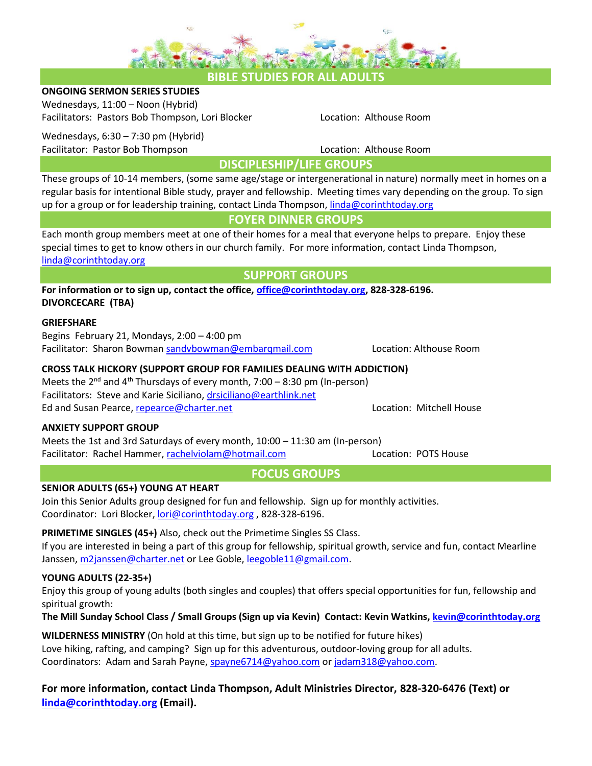## BIBLE STUDIES FOR ALL ADULTS

**ONGOING SERMON SERIES STUDIES**

Wednesdays, 11:00 – Noon (Hybrid)
Facilitators: Pastors Bob Thompson, Lori Blocker — Location: Althouse Room

Wednesdays, 6:30 – 7:30 pm (Hybrid)
Facilitator: Pastor Bob Thompson — Location: Althouse Room

## DISCIPLESHIP/LIFE GROUPS

These groups of 10-14 members, (some same age/stage or intergenerational in nature) normally meet in homes on a regular basis for intentional Bible study, prayer and fellowship. Meeting times vary depending on the group. To sign up for a group or for leadership training, contact Linda Thompson, linda@corinthtoday.org

## FOYER DINNER GROUPS

Each month group members meet at one of their homes for a meal that everyone helps to prepare. Enjoy these special times to get to know others in our church family. For more information, contact Linda Thompson, linda@corinthtoday.org

## SUPPORT GROUPS

**For information or to sign up, contact the office, office@corinthtoday.org, 828-328-6196.**

**DIVORCECARE (TBA)**

**GRIEFSHARE**

Begins February 21, Mondays, 2:00 – 4:00 pm
Facilitator: Sharon Bowman sandvbowman@embarqmail.com — Location: Althouse Room

**CROSS TALK HICKORY (SUPPORT GROUP FOR FAMILIES DEALING WITH ADDICTION)**

Meets the 2nd and 4th Thursdays of every month, 7:00 – 8:30 pm (In-person)
Facilitators: Steve and Karie Siciliano, drsiciliano@earthlink.net
Ed and Susan Pearce, repearce@charter.net — Location: Mitchell House

**ANXIETY SUPPORT GROUP**

Meets the 1st and 3rd Saturdays of every month, 10:00 – 11:30 am (In-person)
Facilitator: Rachel Hammer, rachelviolam@hotmail.com — Location: POTS House

## FOCUS GROUPS

**SENIOR ADULTS (65+) YOUNG AT HEART**

Join this Senior Adults group designed for fun and fellowship. Sign up for monthly activities.
Coordinator: Lori Blocker, lori@corinthtoday.org , 828-328-6196.

**PRIMETIME SINGLES (45+)** Also, check out the Primetime Singles SS Class.
If you are interested in being a part of this group for fellowship, spiritual growth, service and fun, contact Mearline Janssen, m2janssen@charter.net or Lee Goble, leegoble11@gmail.com.

**YOUNG ADULTS (22-35+)**

Enjoy this group of young adults (both singles and couples) that offers special opportunities for fun, fellowship and spiritual growth:
**The Mill Sunday School Class / Small Groups (Sign up via Kevin) Contact: Kevin Watkins, kevin@corinthtoday.org**

**WILDERNESS MINISTRY** (On hold at this time, but sign up to be notified for future hikes)
Love hiking, rafting, and camping? Sign up for this adventurous, outdoor-loving group for all adults.
Coordinators: Adam and Sarah Payne, spayne6714@yahoo.com or jadam318@yahoo.com.

**For more information, contact Linda Thompson, Adult Ministries Director, 828-320-6476 (Text) or linda@corinthtoday.org (Email).**